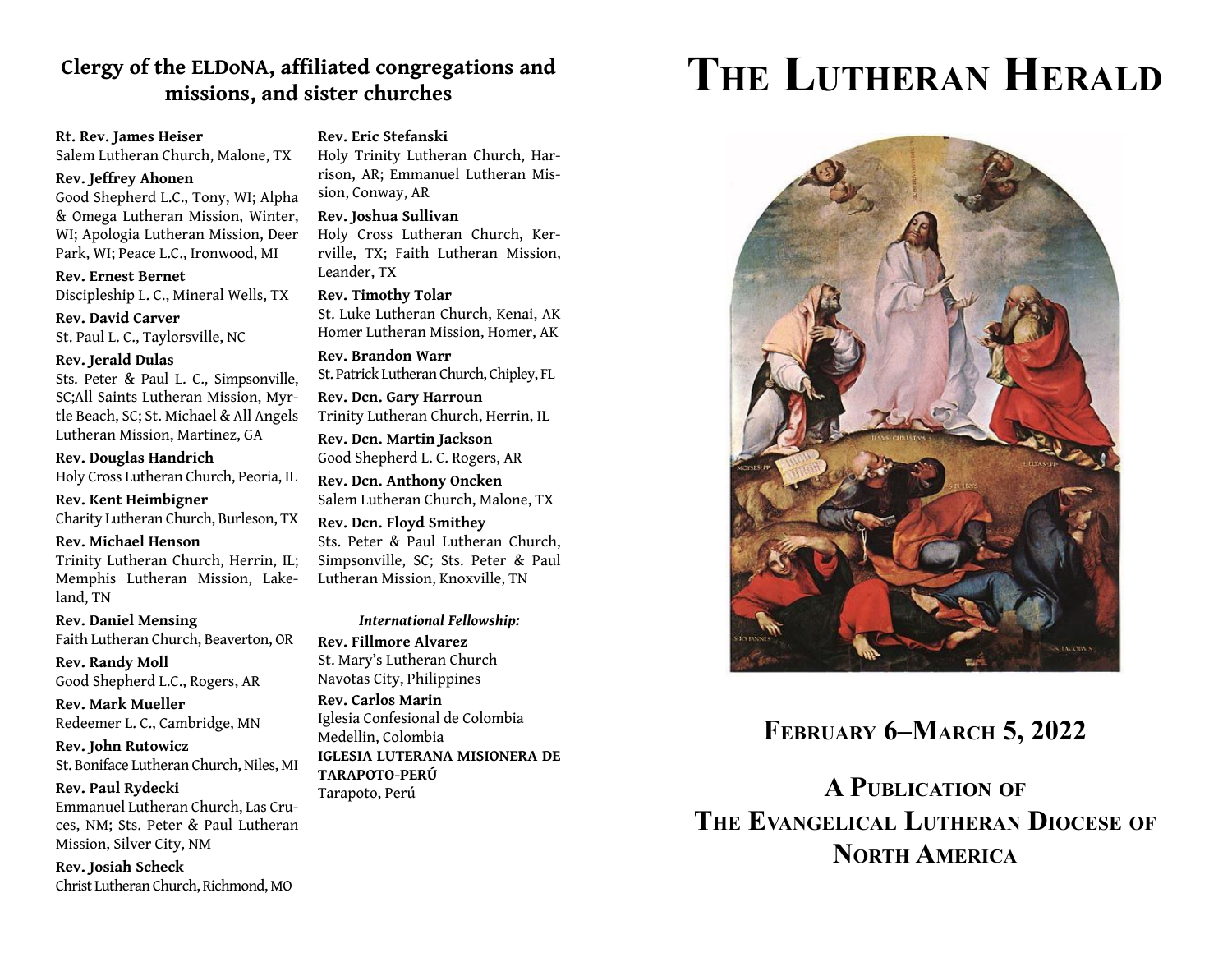## Clergy of the ELDoNA, affiliated congregations and missions, and sister churches

**Rt. Rev. James Heiser**
Salem Lutheran Church, Malone, TX

**Rev. Jeffrey Ahonen**
Good Shepherd L.C., Tony, WI; Alpha & Omega Lutheran Mission, Winter, WI; Apologia Lutheran Mission, Deer Park, WI; Peace L.C., Ironwood, MI

**Rev. Ernest Bernet**
Discipleship L. C., Mineral Wells, TX

**Rev. David Carver**
St. Paul L. C., Taylorsville, NC

**Rev. Jerald Dulas**
Sts. Peter & Paul L. C., Simpsonville, SC;All Saints Lutheran Mission, Myrtle Beach, SC; St. Michael & All Angels Lutheran Mission, Martinez, GA

**Rev. Douglas Handrich**
Holy Cross Lutheran Church, Peoria, IL

**Rev. Kent Heimbigner**
Charity Lutheran Church, Burleson, TX

**Rev. Michael Henson**
Trinity Lutheran Church, Herrin, IL; Memphis Lutheran Mission, Lakeland, TN

**Rev. Daniel Mensing**
Faith Lutheran Church, Beaverton, OR

**Rev. Randy Moll**
Good Shepherd L.C., Rogers, AR

**Rev. Mark Mueller**
Redeemer L. C., Cambridge, MN

**Rev. John Rutowicz**
St. Boniface Lutheran Church, Niles, MI

**Rev. Paul Rydecki**
Emmanuel Lutheran Church, Las Cruces, NM; Sts. Peter & Paul Lutheran Mission, Silver City, NM

**Rev. Josiah Scheck**
Christ Lutheran Church, Richmond, MO

**Rev. Eric Stefanski**
Holy Trinity Lutheran Church, Harrison, AR; Emmanuel Lutheran Mission, Conway, AR

**Rev. Joshua Sullivan**
Holy Cross Lutheran Church, Kerrville, TX; Faith Lutheran Mission, Leander, TX

**Rev. Timothy Tolar**
St. Luke Lutheran Church, Kenai, AK
Homer Lutheran Mission, Homer, AK

**Rev. Brandon Warr**
St. Patrick Lutheran Church, Chipley, FL

**Rev. Dcn. Gary Harroun**
Trinity Lutheran Church, Herrin, IL

**Rev. Dcn. Martin Jackson**
Good Shepherd L. C. Rogers, AR

**Rev. Dcn. Anthony Oncken**
Salem Lutheran Church, Malone, TX

**Rev. Dcn. Floyd Smithey**
Sts. Peter & Paul Lutheran Church, Simpsonville, SC; Sts. Peter & Paul Lutheran Mission, Knoxville, TN

***International Fellowship:***

**Rev. Fillmore Alvarez**
St. Mary's Lutheran Church
Navotas City, Philippines

**Rev. Carlos Marin**
Iglesia Confesional de Colombia
Medellin, Colombia

**IGLESIA LUTERANA MISIONERA DE TARAPOTO-PERÚ**
Tarapoto, Perú

# The Lutheran Herald

## February 6–March 5, 2022

## A Publication of The Evangelical Lutheran Diocese of North America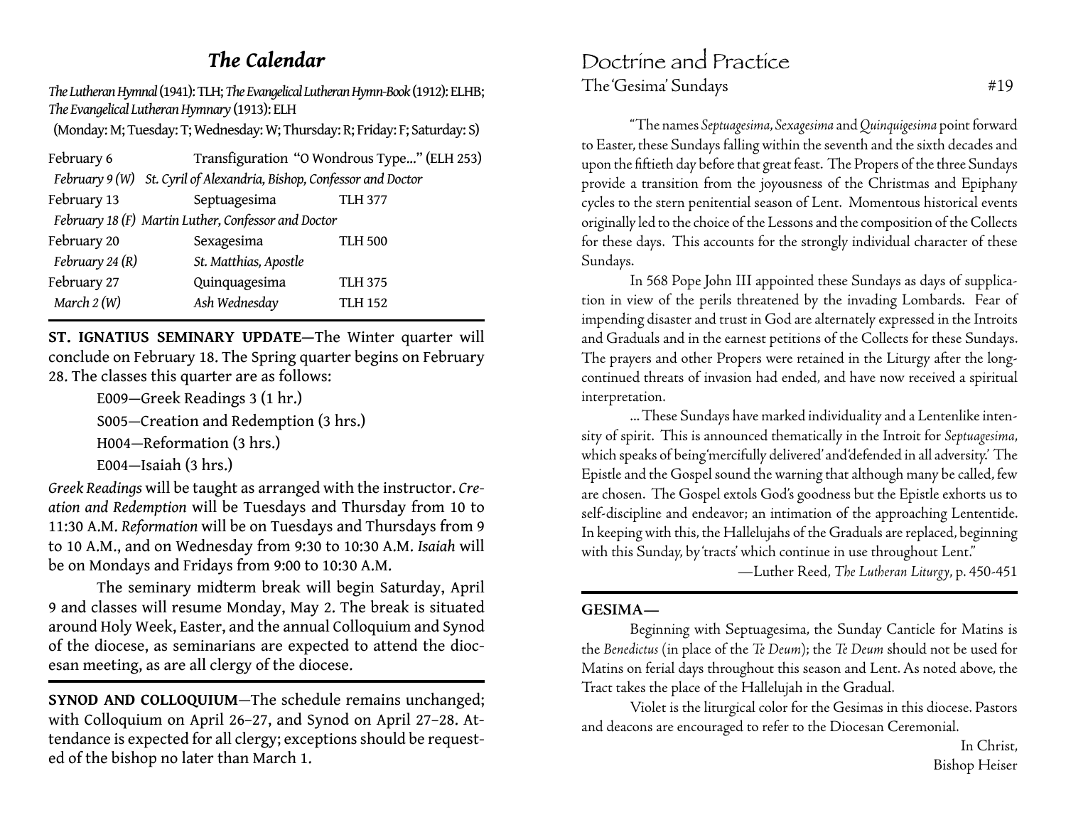# *The Calendar*

*The Lutheran Hymnal* (1941): TLH; *The Evangelical Lutheran Hymn-Book* (1912): ELHB; *The Evangelical Lutheran Hymnary* (1913): ELH

(Monday: M; Tuesday: T; Wednesday: W; Thursday: R; Friday: F; Saturday: S)

| | | |
|---|---|---|
| February 6 | Transfiguration "O Wondrous Type..." (ELH 253) | |
| *February 9 (W)* | *St. Cyril of Alexandria, Bishop, Confessor and Doctor* | |
| February 13 | Septuagesima | TLH 377 |
| *February 18 (F)* | *Martin Luther, Confessor and Doctor* | |
| February 20 | Sexagesima | TLH 500 |
| *February 24 (R)* | *St. Matthias, Apostle* | |
| February 27 | Quinquagesima | TLH 375 |
| *March 2 (W)* | *Ash Wednesday* | TLH 152 |

**ST. IGNATIUS SEMINARY UPDATE**—The Winter quarter will conclude on February 18. The Spring quarter begins on February 28. The classes this quarter are as follows:

E009—Greek Readings 3 (1 hr.)

S005—Creation and Redemption (3 hrs.)

H004—Reformation (3 hrs.)

E004—Isaiah (3 hrs.)

*Greek Readings* will be taught as arranged with the instructor. *Creation and Redemption* will be Tuesdays and Thursday from 10 to 11:30 A.M. *Reformation* will be on Tuesdays and Thursdays from 9 to 10 A.M., and on Wednesday from 9:30 to 10:30 A.M. *Isaiah* will be on Mondays and Fridays from 9:00 to 10:30 A.M.

The seminary midterm break will begin Saturday, April 9 and classes will resume Monday, May 2. The break is situated around Holy Week, Easter, and the annual Colloquium and Synod of the diocese, as seminarians are expected to attend the diocesan meeting, as are all clergy of the diocese.

**SYNOD AND COLLOQUIUM**—The schedule remains unchanged; with Colloquium on April 26–27, and Synod on April 27–28. Attendance is expected for all clergy; exceptions should be requested of the bishop no later than March 1.

# Doctrine and Practice

## The 'Gesima' Sundays #19

"The names *Septuagesima*, *Sexagesima* and *Quinquigesima* point forward to Easter, these Sundays falling within the seventh and the sixth decades and upon the fiftieth day before that great feast. The Propers of the three Sundays provide a transition from the joyousness of the Christmas and Epiphany cycles to the stern penitential season of Lent. Momentous historical events originally led to the choice of the Lessons and the composition of the Collects for these days. This accounts for the strongly individual character of these Sundays.

In 568 Pope John III appointed these Sundays as days of supplication in view of the perils threatened by the invading Lombards. Fear of impending disaster and trust in God are alternately expressed in the Introits and Graduals and in the earnest petitions of the Collects for these Sundays. The prayers and other Propers were retained in the Liturgy after the long-continued threats of invasion had ended, and have now received a spiritual interpretation.

... These Sundays have marked individuality and a Lentenlike intensity of spirit. This is announced thematically in the Introit for *Septuagesima*, which speaks of being 'mercifully delivered' and 'defended in all adversity.' The Epistle and the Gospel sound the warning that although many be called, few are chosen. The Gospel extols God's goodness but the Epistle exhorts us to self-discipline and endeavor; an intimation of the approaching Lententide. In keeping with this, the Hallelujahs of the Graduals are replaced, beginning with this Sunday, by 'tracts' which continue in use throughout Lent."

—Luther Reed, *The Lutheran Liturgy*, p. 450-451

**GESIMA—**

Beginning with Septuagesima, the Sunday Canticle for Matins is the *Benedictus* (in place of the *Te Deum*); the *Te Deum* should not be used for Matins on ferial days throughout this season and Lent. As noted above, the Tract takes the place of the Hallelujah in the Gradual.

Violet is the liturgical color for the Gesimas in this diocese. Pastors and deacons are encouraged to refer to the Diocesan Ceremonial.

In Christ,
Bishop Heiser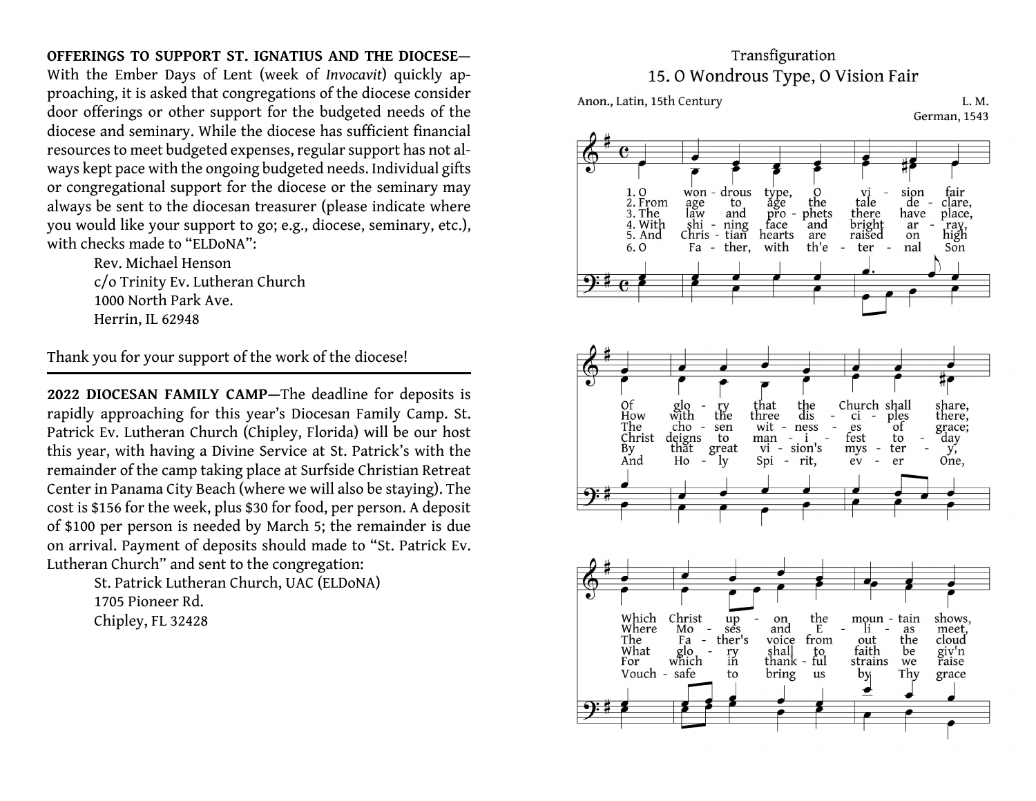**OFFERINGS TO SUPPORT ST. IGNATIUS AND THE DIOCESE—** With the Ember Days of Lent (week of *Invocavit*) quickly approaching, it is asked that congregations of the diocese consider door offerings or other support for the budgeted needs of the diocese and seminary. While the diocese has sufficient financial resources to meet budgeted expenses, regular support has not always kept pace with the ongoing budgeted needs. Individual gifts or congregational support for the diocese or the seminary may always be sent to the diocesan treasurer (please indicate where you would like your support to go; e.g., diocese, seminary, etc.), with checks made to "ELDoNA":

Rev. Michael Henson
c/o Trinity Ev. Lutheran Church
1000 North Park Ave.
Herrin, IL 62948

Thank you for your support of the work of the diocese!

---

**2022 DIOCESAN FAMILY CAMP—**The deadline for deposits is rapidly approaching for this year's Diocesan Family Camp. St. Patrick Ev. Lutheran Church (Chipley, Florida) will be our host this year, with having a Divine Service at St. Patrick's with the remainder of the camp taking place at Surfside Christian Retreat Center in Panama City Beach (where we will also be staying). The cost is $156 for the week, plus $30 for food, per person. A deposit of $100 per person is needed by March 5; the remainder is due on arrival. Payment of deposits should made to "St. Patrick Ev. Lutheran Church" and sent to the congregation:

St. Patrick Lutheran Church, UAC (ELDoNA)
1705 Pioneer Rd.
Chipley, FL 32428

Transfiguration

## 15. O Wondrous Type, O Vision Fair

Anon., Latin, 15th Century — L. M. — German, 1543

1. O wondrous type, O vision fair Of glory that the Church shall share, Which Christ upon the mountain shows,
2. From age to age the tale declare, How with the three disciples there, Where Moses and Elias meet,
3. The law and prophets there have place, The chosen witnesses of grace; The Father's voice from out the cloud
4. With shining face and bright array, Christ deigns to manifest today What glory shall to faith be giv'n
5. And Christian hearts are raised on high By that great vision's mystery, For which in thankful strains we raise
6. O Father, with th'eternal Son And Holy Spirit, ever One, Vouchsafe to bring us by Thy grace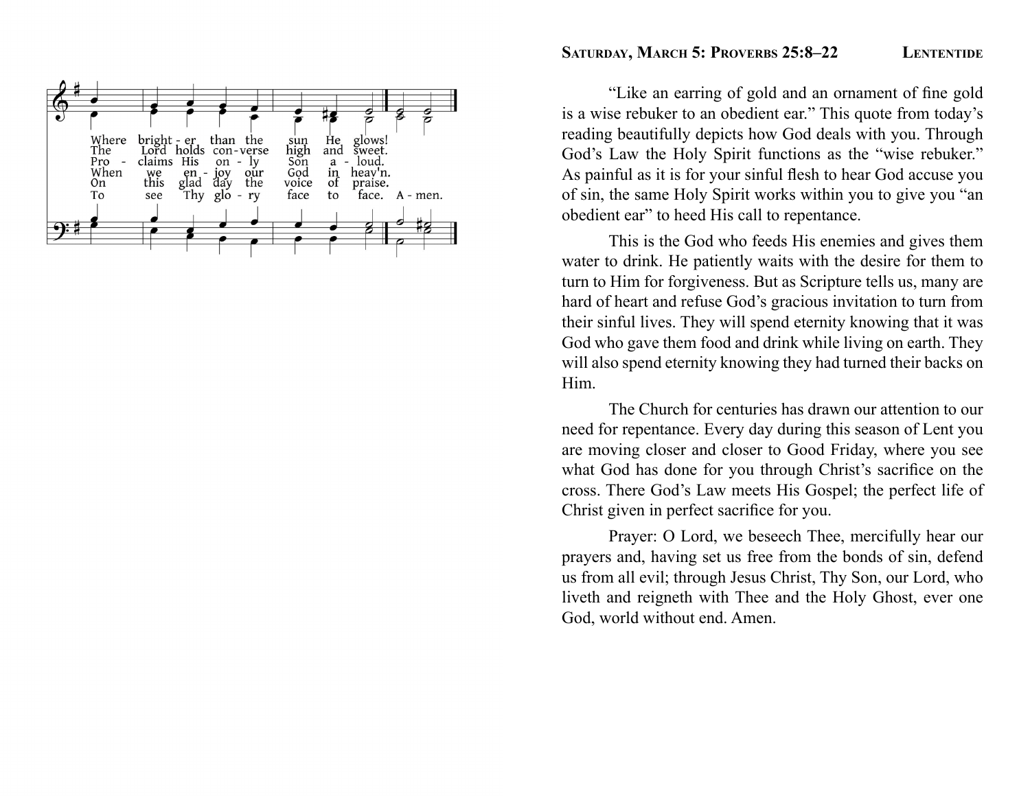Where bright - er than the sun He glows!
The Lord holds con - verse high and sweet.
Pro - claims His on - ly Son a - loud.
When we en - joy our God in heav'n.
On this glad day the voice of praise.
To see Thy glo - ry face to face. A - men.

## Saturday, March 5: Proverbs 25:8–22

"Like an earring of gold and an ornament of fine gold is a wise rebuker to an obedient ear." This quote from today's reading beautifully depicts how God deals with you. Through God's Law the Holy Spirit functions as the "wise rebuker." As painful as it is for your sinful flesh to hear God accuse you of sin, the same Holy Spirit works within you to give you "an obedient ear" to heed His call to repentance.

This is the God who feeds His enemies and gives them water to drink. He patiently waits with the desire for them to turn to Him for forgiveness. But as Scripture tells us, many are hard of heart and refuse God's gracious invitation to turn from their sinful lives. They will spend eternity knowing that it was God who gave them food and drink while living on earth. They will also spend eternity knowing they had turned their backs on Him.

The Church for centuries has drawn our attention to our need for repentance. Every day during this season of Lent you are moving closer and closer to Good Friday, where you see what God has done for you through Christ's sacrifice on the cross. There God's Law meets His Gospel; the perfect life of Christ given in perfect sacrifice for you.

Prayer: O Lord, we beseech Thee, mercifully hear our prayers and, having set us free from the bonds of sin, defend us from all evil; through Jesus Christ, Thy Son, our Lord, who liveth and reigneth with Thee and the Holy Ghost, ever one God, world without end. Amen.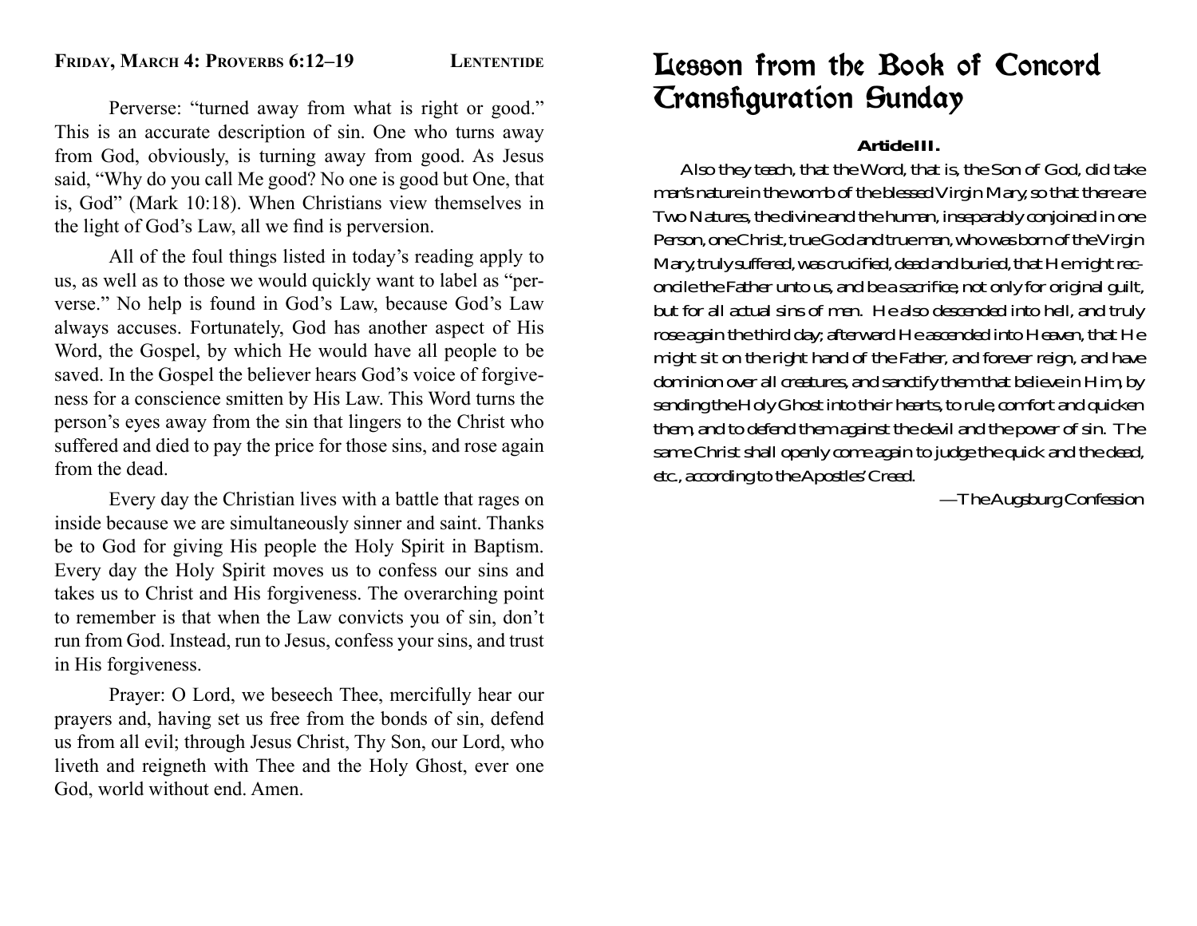## Friday, March 4: Proverbs 6:12–19 — Lententide

Perverse: "turned away from what is right or good." This is an accurate description of sin. One who turns away from God, obviously, is turning away from good. As Jesus said, "Why do you call Me good? No one is good but One, that is, God" (Mark 10:18). When Christians view themselves in the light of God's Law, all we find is perversion.

All of the foul things listed in today's reading apply to us, as well as to those we would quickly want to label as "perverse." No help is found in God's Law, because God's Law always accuses. Fortunately, God has another aspect of His Word, the Gospel, by which He would have all people to be saved. In the Gospel the believer hears God's voice of forgiveness for a conscience smitten by His Law. This Word turns the person's eyes away from the sin that lingers to the Christ who suffered and died to pay the price for those sins, and rose again from the dead.

Every day the Christian lives with a battle that rages on inside because we are simultaneously sinner and saint. Thanks be to God for giving His people the Holy Spirit in Baptism. Every day the Holy Spirit moves us to confess our sins and takes us to Christ and His forgiveness. The overarching point to remember is that when the Law convicts you of sin, don't run from God. Instead, run to Jesus, confess your sins, and trust in His forgiveness.

Prayer: O Lord, we beseech Thee, mercifully hear our prayers and, having set us free from the bonds of sin, defend us from all evil; through Jesus Christ, Thy Son, our Lord, who liveth and reigneth with Thee and the Holy Ghost, ever one God, world without end. Amen.

# Lesson from the Book of Concord Transfiguration Sunday

**Article III.**

Also they teach, that the Word, that is, the Son of God, did take man's nature in the womb of the blessed Virgin Mary, so that there are Two Natures, the divine and the human, inseparably conjoined in one Person, one Christ, true God and true man, who was born of the Virgin Mary, truly suffered, was crucified, dead and buried, that He might reconcile the Father unto us, and be a sacrifice, not only for original guilt, but for all actual sins of men. He also descended into hell, and truly rose again the third day; afterward He ascended into Heaven, that He might sit on the right hand of the Father, and forever reign, and have dominion over all creatures, and sanctify them that believe in Him, by sending the Holy Ghost into their hearts, to rule, comfort and quicken them, and to defend them against the devil and the power of sin. The same Christ shall openly come again to judge the quick and the dead, etc., according to the Apostles' Creed.

—The Augsburg Confession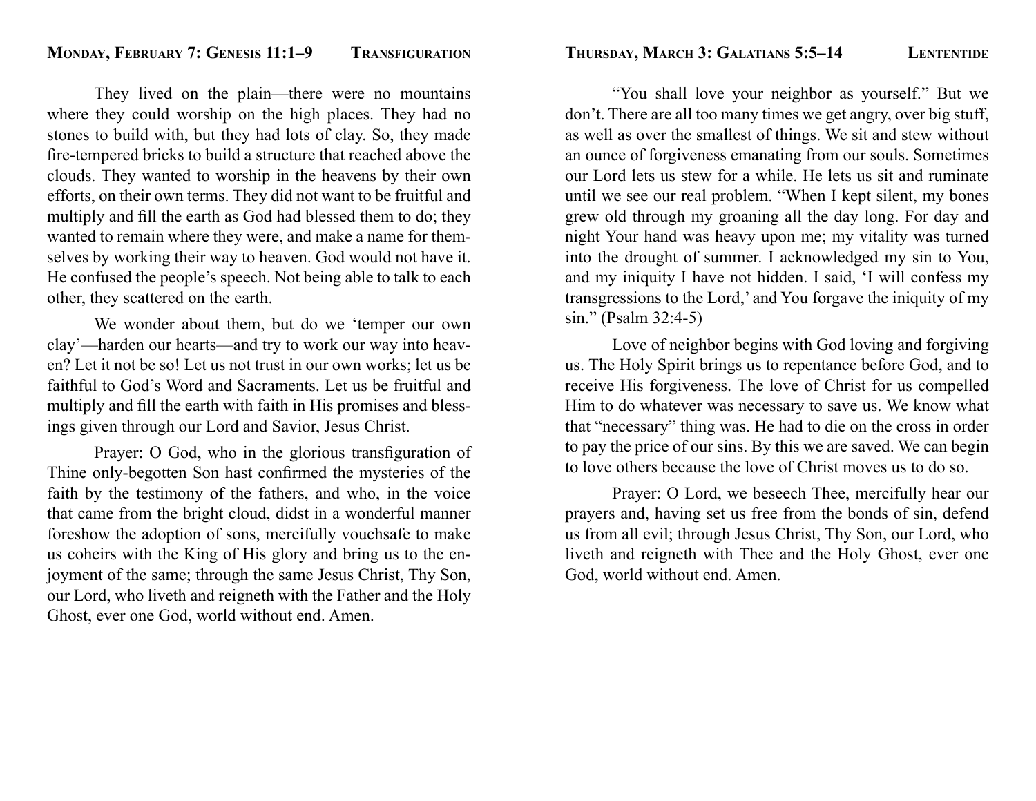## Monday, February 7: Genesis 11:1–9 — Transfiguration

They lived on the plain—there were no mountains where they could worship on the high places. They had no stones to build with, but they had lots of clay. So, they made fire-tempered bricks to build a structure that reached above the clouds. They wanted to worship in the heavens by their own efforts, on their own terms. They did not want to be fruitful and multiply and fill the earth as God had blessed them to do; they wanted to remain where they were, and make a name for themselves by working their way to heaven. God would not have it. He confused the people's speech. Not being able to talk to each other, they scattered on the earth.

We wonder about them, but do we 'temper our own clay'—harden our hearts—and try to work our way into heaven? Let it not be so! Let us not trust in our own works; let us be faithful to God's Word and Sacraments. Let us be fruitful and multiply and fill the earth with faith in His promises and blessings given through our Lord and Savior, Jesus Christ.

Prayer: O God, who in the glorious transfiguration of Thine only-begotten Son hast confirmed the mysteries of the faith by the testimony of the fathers, and who, in the voice that came from the bright cloud, didst in a wonderful manner foreshow the adoption of sons, mercifully vouchsafe to make us coheirs with the King of His glory and bring us to the enjoyment of the same; through the same Jesus Christ, Thy Son, our Lord, who liveth and reigneth with the Father and the Holy Ghost, ever one God, world without end. Amen.

## Thursday, March 3: Galatians 5:5–14 — Lententide

"You shall love your neighbor as yourself." But we don't. There are all too many times we get angry, over big stuff, as well as over the smallest of things. We sit and stew without an ounce of forgiveness emanating from our souls. Sometimes our Lord lets us stew for a while. He lets us sit and ruminate until we see our real problem. "When I kept silent, my bones grew old through my groaning all the day long. For day and night Your hand was heavy upon me; my vitality was turned into the drought of summer. I acknowledged my sin to You, and my iniquity I have not hidden. I said, 'I will confess my transgressions to the Lord,' and You forgave the iniquity of my sin." (Psalm 32:4-5)

Love of neighbor begins with God loving and forgiving us. The Holy Spirit brings us to repentance before God, and to receive His forgiveness. The love of Christ for us compelled Him to do whatever was necessary to save us. We know what that "necessary" thing was. He had to die on the cross in order to pay the price of our sins. By this we are saved. We can begin to love others because the love of Christ moves us to do so.

Prayer: O Lord, we beseech Thee, mercifully hear our prayers and, having set us free from the bonds of sin, defend us from all evil; through Jesus Christ, Thy Son, our Lord, who liveth and reigneth with Thee and the Holy Ghost, ever one God, world without end. Amen.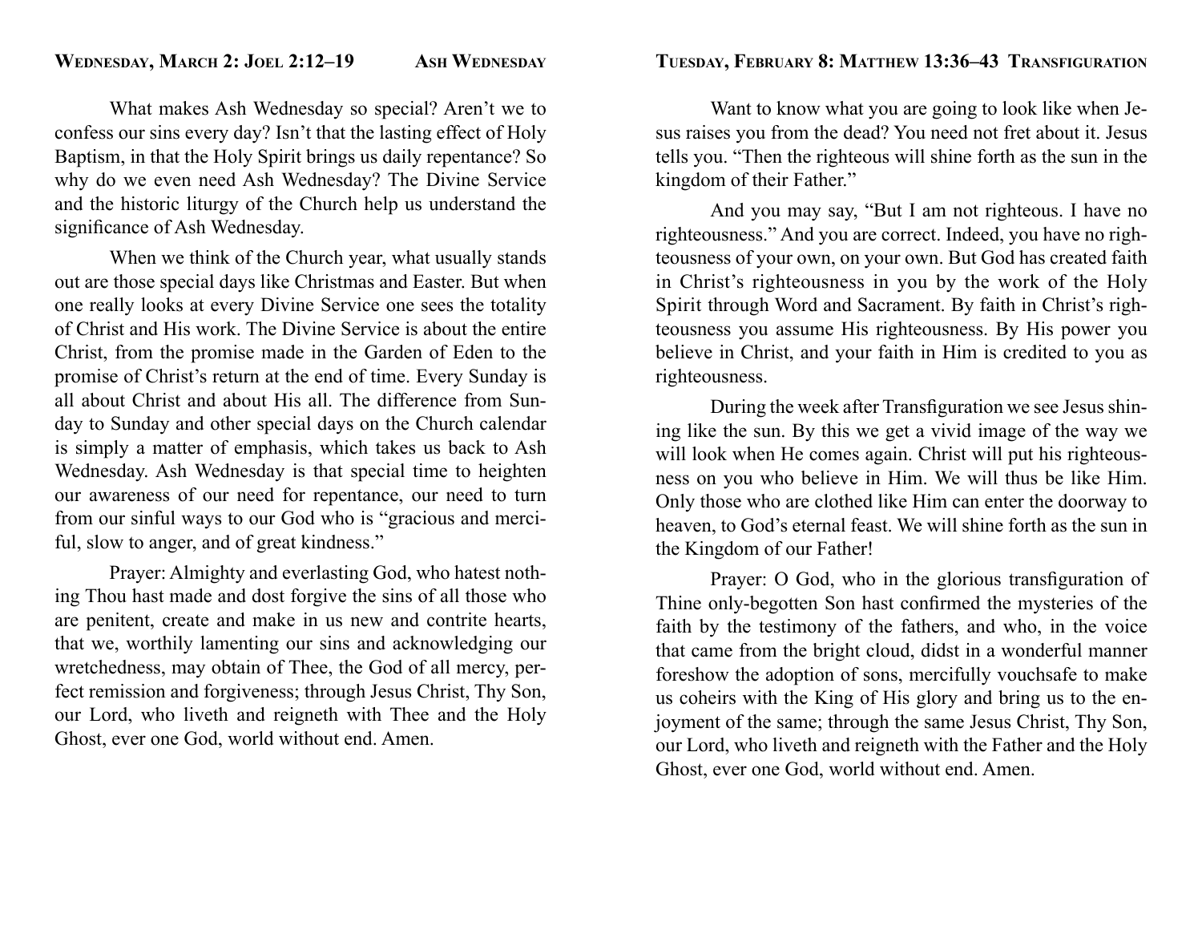## Wednesday, March 2: Joel 2:12–19 — Ash Wednesday

What makes Ash Wednesday so special? Aren't we to confess our sins every day? Isn't that the lasting effect of Holy Baptism, in that the Holy Spirit brings us daily repentance? So why do we even need Ash Wednesday? The Divine Service and the historic liturgy of the Church help us understand the significance of Ash Wednesday.

When we think of the Church year, what usually stands out are those special days like Christmas and Easter. But when one really looks at every Divine Service one sees the totality of Christ and His work. The Divine Service is about the entire Christ, from the promise made in the Garden of Eden to the promise of Christ's return at the end of time. Every Sunday is all about Christ and about His all. The difference from Sunday to Sunday and other special days on the Church calendar is simply a matter of emphasis, which takes us back to Ash Wednesday. Ash Wednesday is that special time to heighten our awareness of our need for repentance, our need to turn from our sinful ways to our God who is "gracious and merciful, slow to anger, and of great kindness."

Prayer: Almighty and everlasting God, who hatest nothing Thou hast made and dost forgive the sins of all those who are penitent, create and make in us new and contrite hearts, that we, worthily lamenting our sins and acknowledging our wretchedness, may obtain of Thee, the God of all mercy, perfect remission and forgiveness; through Jesus Christ, Thy Son, our Lord, who liveth and reigneth with Thee and the Holy Ghost, ever one God, world without end. Amen.

## Tuesday, February 8: Matthew 13:36–43 — Transfiguration

Want to know what you are going to look like when Jesus raises you from the dead? You need not fret about it. Jesus tells you. "Then the righteous will shine forth as the sun in the kingdom of their Father."

And you may say, "But I am not righteous. I have no righteousness." And you are correct. Indeed, you have no righteousness of your own, on your own. But God has created faith in Christ's righteousness in you by the work of the Holy Spirit through Word and Sacrament. By faith in Christ's righteousness you assume His righteousness. By His power you believe in Christ, and your faith in Him is credited to you as righteousness.

During the week after Transfiguration we see Jesus shining like the sun. By this we get a vivid image of the way we will look when He comes again. Christ will put his righteousness on you who believe in Him. We will thus be like Him. Only those who are clothed like Him can enter the doorway to heaven, to God's eternal feast. We will shine forth as the sun in the Kingdom of our Father!

Prayer: O God, who in the glorious transfiguration of Thine only-begotten Son hast confirmed the mysteries of the faith by the testimony of the fathers, and who, in the voice that came from the bright cloud, didst in a wonderful manner foreshow the adoption of sons, mercifully vouchsafe to make us coheirs with the King of His glory and bring us to the enjoyment of the same; through the same Jesus Christ, Thy Son, our Lord, who liveth and reigneth with the Father and the Holy Ghost, ever one God, world without end. Amen.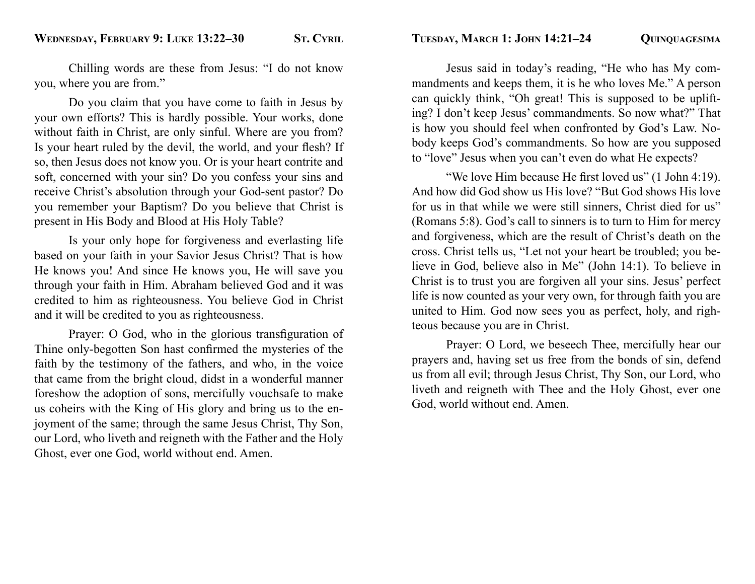## Wednesday, February 9: Luke 13:22–30 — St. Cyril

Chilling words are these from Jesus: "I do not know you, where you are from."

Do you claim that you have come to faith in Jesus by your own efforts? This is hardly possible. Your works, done without faith in Christ, are only sinful. Where are you from? Is your heart ruled by the devil, the world, and your flesh? If so, then Jesus does not know you. Or is your heart contrite and soft, concerned with your sin? Do you confess your sins and receive Christ's absolution through your God-sent pastor? Do you remember your Baptism? Do you believe that Christ is present in His Body and Blood at His Holy Table?

Is your only hope for forgiveness and everlasting life based on your faith in your Savior Jesus Christ? That is how He knows you! And since He knows you, He will save you through your faith in Him. Abraham believed God and it was credited to him as righteousness. You believe God in Christ and it will be credited to you as righteousness.

Prayer: O God, who in the glorious transfiguration of Thine only-begotten Son hast confirmed the mysteries of the faith by the testimony of the fathers, and who, in the voice that came from the bright cloud, didst in a wonderful manner foreshow the adoption of sons, mercifully vouchsafe to make us coheirs with the King of His glory and bring us to the enjoyment of the same; through the same Jesus Christ, Thy Son, our Lord, who liveth and reigneth with the Father and the Holy Ghost, ever one God, world without end. Amen.

## Tuesday, March 1: John 14:21–24 — Quinquagesima

Jesus said in today's reading, "He who has My commandments and keeps them, it is he who loves Me." A person can quickly think, "Oh great! This is supposed to be uplifting? I don't keep Jesus' commandments. So now what?" That is how you should feel when confronted by God's Law. Nobody keeps God's commandments. So how are you supposed to "love" Jesus when you can't even do what He expects?

"We love Him because He first loved us" (1 John 4:19). And how did God show us His love? "But God shows His love for us in that while we were still sinners, Christ died for us" (Romans 5:8). God's call to sinners is to turn to Him for mercy and forgiveness, which are the result of Christ's death on the cross. Christ tells us, "Let not your heart be troubled; you believe in God, believe also in Me" (John 14:1). To believe in Christ is to trust you are forgiven all your sins. Jesus' perfect life is now counted as your very own, for through faith you are united to Him. God now sees you as perfect, holy, and righteous because you are in Christ.

Prayer: O Lord, we beseech Thee, mercifully hear our prayers and, having set us free from the bonds of sin, defend us from all evil; through Jesus Christ, Thy Son, our Lord, who liveth and reigneth with Thee and the Holy Ghost, ever one God, world without end. Amen.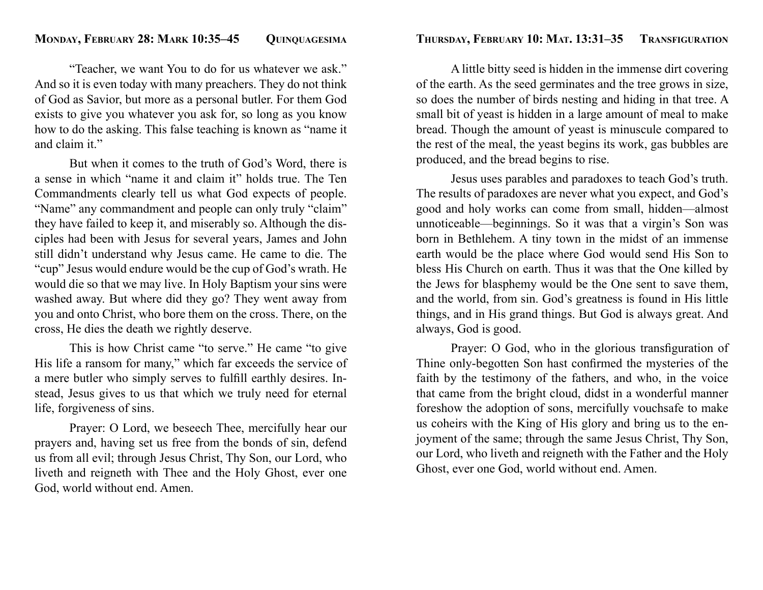## Monday, February 28: Mark 10:35–45 — Quinquagesima

"Teacher, we want You to do for us whatever we ask." And so it is even today with many preachers. They do not think of God as Savior, but more as a personal butler. For them God exists to give you whatever you ask for, so long as you know how to do the asking. This false teaching is known as "name it and claim it."

But when it comes to the truth of God's Word, there is a sense in which "name it and claim it" holds true. The Ten Commandments clearly tell us what God expects of people. "Name" any commandment and people can only truly "claim" they have failed to keep it, and miserably so. Although the disciples had been with Jesus for several years, James and John still didn't understand why Jesus came. He came to die. The "cup" Jesus would endure would be the cup of God's wrath. He would die so that we may live. In Holy Baptism your sins were washed away. But where did they go? They went away from you and onto Christ, who bore them on the cross. There, on the cross, He dies the death we rightly deserve.

This is how Christ came "to serve." He came "to give His life a ransom for many," which far exceeds the service of a mere butler who simply serves to fulfill earthly desires. Instead, Jesus gives to us that which we truly need for eternal life, forgiveness of sins.

Prayer: O Lord, we beseech Thee, mercifully hear our prayers and, having set us free from the bonds of sin, defend us from all evil; through Jesus Christ, Thy Son, our Lord, who liveth and reigneth with Thee and the Holy Ghost, ever one God, world without end. Amen.

## Thursday, February 10: Mat. 13:31–35 — Transfiguration

A little bitty seed is hidden in the immense dirt covering of the earth. As the seed germinates and the tree grows in size, so does the number of birds nesting and hiding in that tree. A small bit of yeast is hidden in a large amount of meal to make bread. Though the amount of yeast is minuscule compared to the rest of the meal, the yeast begins its work, gas bubbles are produced, and the bread begins to rise.

Jesus uses parables and paradoxes to teach God's truth. The results of paradoxes are never what you expect, and God's good and holy works can come from small, hidden—almost unnoticeable—beginnings. So it was that a virgin's Son was born in Bethlehem. A tiny town in the midst of an immense earth would be the place where God would send His Son to bless His Church on earth. Thus it was that the One killed by the Jews for blasphemy would be the One sent to save them, and the world, from sin. God's greatness is found in His little things, and in His grand things. But God is always great. And always, God is good.

Prayer: O God, who in the glorious transfiguration of Thine only-begotten Son hast confirmed the mysteries of the faith by the testimony of the fathers, and who, in the voice that came from the bright cloud, didst in a wonderful manner foreshow the adoption of sons, mercifully vouchsafe to make us coheirs with the King of His glory and bring us to the enjoyment of the same; through the same Jesus Christ, Thy Son, our Lord, who liveth and reigneth with the Father and the Holy Ghost, ever one God, world without end. Amen.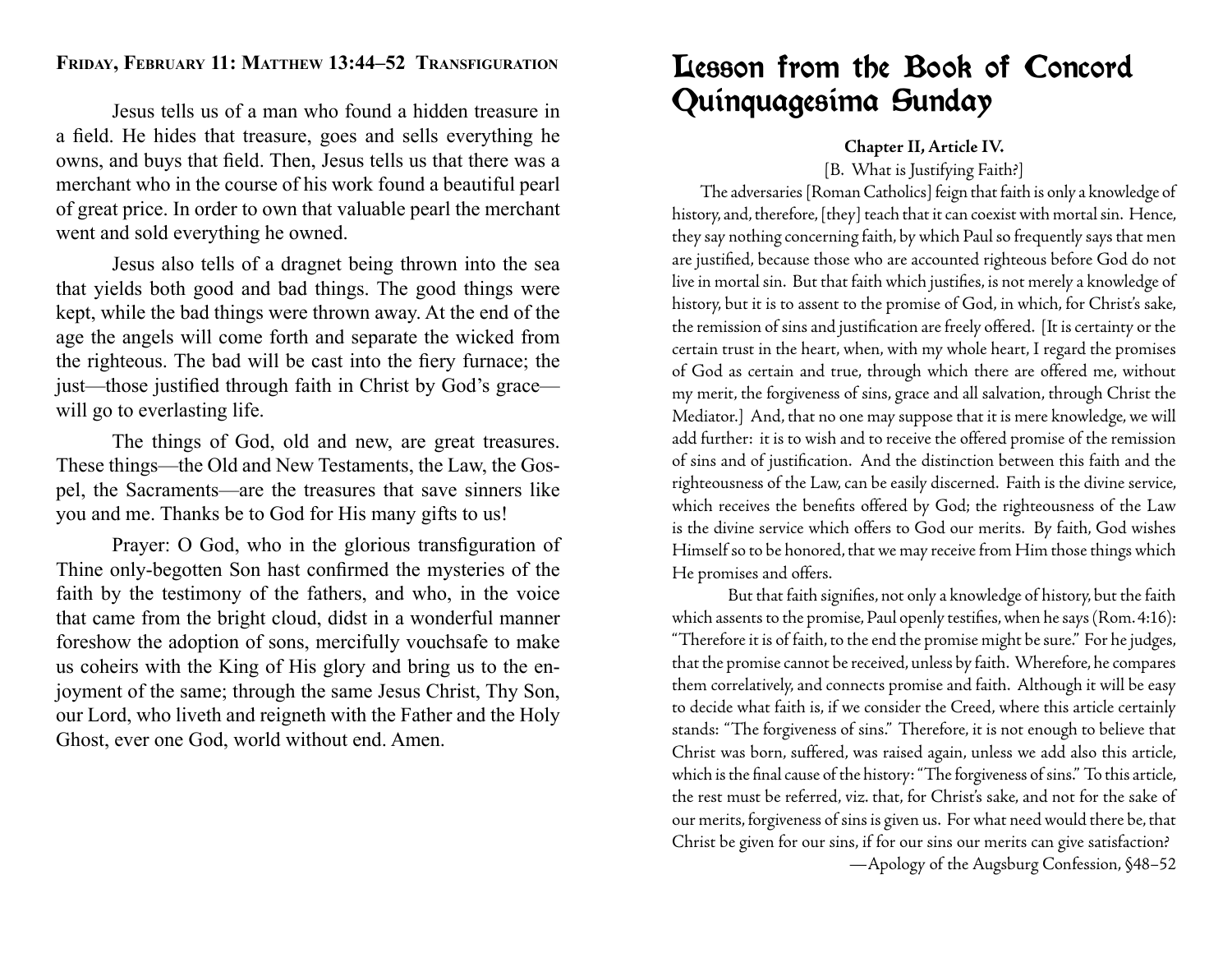**Friday, February 11: Matthew 13:44–52 Transfiguration**

Jesus tells us of a man who found a hidden treasure in a field. He hides that treasure, goes and sells everything he owns, and buys that field. Then, Jesus tells us that there was a merchant who in the course of his work found a beautiful pearl of great price. In order to own that valuable pearl the merchant went and sold everything he owned.

Jesus also tells of a dragnet being thrown into the sea that yields both good and bad things. The good things were kept, while the bad things were thrown away. At the end of the age the angels will come forth and separate the wicked from the righteous. The bad will be cast into the fiery furnace; the just—those justified through faith in Christ by God's grace—will go to everlasting life.

The things of God, old and new, are great treasures. These things—the Old and New Testaments, the Law, the Gospel, the Sacraments—are the treasures that save sinners like you and me. Thanks be to God for His many gifts to us!

Prayer: O God, who in the glorious transfiguration of Thine only-begotten Son hast confirmed the mysteries of the faith by the testimony of the fathers, and who, in the voice that came from the bright cloud, didst in a wonderful manner foreshow the adoption of sons, mercifully vouchsafe to make us coheirs with the King of His glory and bring us to the enjoyment of the same; through the same Jesus Christ, Thy Son, our Lord, who liveth and reigneth with the Father and the Holy Ghost, ever one God, world without end. Amen.

# Lesson from the Book of Concord Quinquagesima Sunday

**Chapter II, Article IV.**

[B. What is Justifying Faith?]

The adversaries [Roman Catholics] feign that faith is only a knowledge of history, and, therefore, [they] teach that it can coexist with mortal sin. Hence, they say nothing concerning faith, by which Paul so frequently says that men are justified, because those who are accounted righteous before God do not live in mortal sin. But that faith which justifies, is not merely a knowledge of history, but it is to assent to the promise of God, in which, for Christ's sake, the remission of sins and justification are freely offered. [It is certainty or the certain trust in the heart, when, with my whole heart, I regard the promises of God as certain and true, through which there are offered me, without my merit, the forgiveness of sins, grace and all salvation, through Christ the Mediator.] And, that no one may suppose that it is mere knowledge, we will add further: it is to wish and to receive the offered promise of the remission of sins and of justification. And the distinction between this faith and the righteousness of the Law, can be easily discerned. Faith is the divine service, which receives the benefits offered by God; the righteousness of the Law is the divine service which offers to God our merits. By faith, God wishes Himself so to be honored, that we may receive from Him those things which He promises and offers.

But that faith signifies, not only a knowledge of history, but the faith which assents to the promise, Paul openly testifies, when he says (Rom. 4:16): "Therefore it is of faith, to the end the promise might be sure." For he judges, that the promise cannot be received, unless by faith. Wherefore, he compares them correlatively, and connects promise and faith. Although it will be easy to decide what faith is, if we consider the Creed, where this article certainly stands: "The forgiveness of sins." Therefore, it is not enough to believe that Christ was born, suffered, was raised again, unless we add also this article, which is the final cause of the history: "The forgiveness of sins." To this article, the rest must be referred, viz. that, for Christ's sake, and not for the sake of our merits, forgiveness of sins is given us. For what need would there be, that Christ be given for our sins, if for our sins our merits can give satisfaction?

—Apology of the Augsburg Confession, §48–52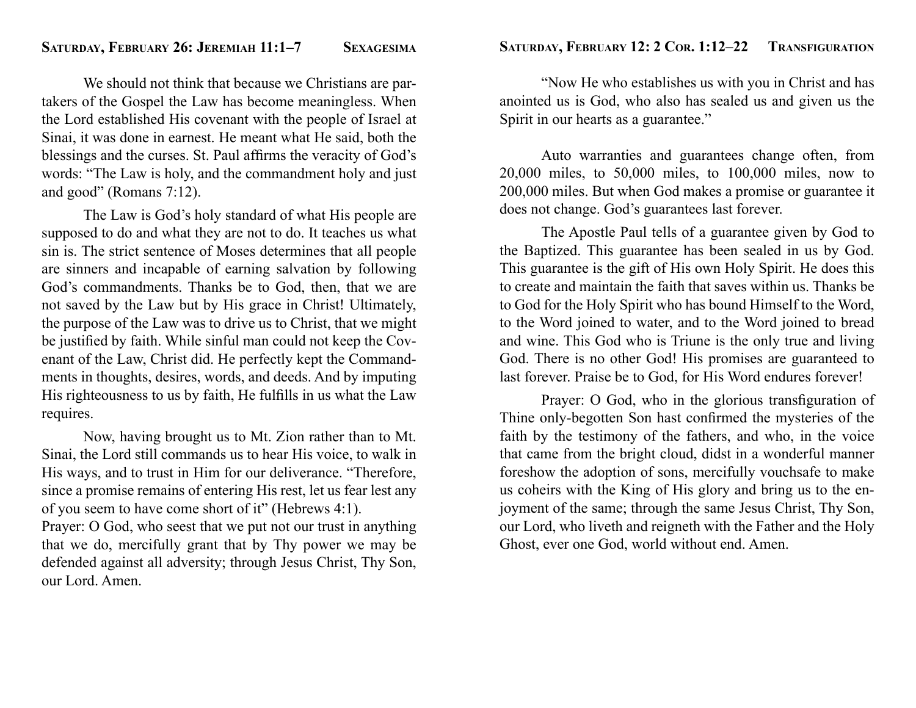## Saturday, February 26: Jeremiah 11:1–7 — Sexagesima

We should not think that because we Christians are partakers of the Gospel the Law has become meaningless. When the Lord established His covenant with the people of Israel at Sinai, it was done in earnest. He meant what He said, both the blessings and the curses. St. Paul affirms the veracity of God's words: "The Law is holy, and the commandment holy and just and good" (Romans 7:12).

The Law is God's holy standard of what His people are supposed to do and what they are not to do. It teaches us what sin is. The strict sentence of Moses determines that all people are sinners and incapable of earning salvation by following God's commandments. Thanks be to God, then, that we are not saved by the Law but by His grace in Christ! Ultimately, the purpose of the Law was to drive us to Christ, that we might be justified by faith. While sinful man could not keep the Covenant of the Law, Christ did. He perfectly kept the Commandments in thoughts, desires, words, and deeds. And by imputing His righteousness to us by faith, He fulfills in us what the Law requires.

Now, having brought us to Mt. Zion rather than to Mt. Sinai, the Lord still commands us to hear His voice, to walk in His ways, and to trust in Him for our deliverance. "Therefore, since a promise remains of entering His rest, let us fear lest any of you seem to have come short of it" (Hebrews 4:1).

Prayer: O God, who seest that we put not our trust in anything that we do, mercifully grant that by Thy power we may be defended against all adversity; through Jesus Christ, Thy Son, our Lord. Amen.

## Saturday, February 12: 2 Cor. 1:12–22 — Transfiguration

"Now He who establishes us with you in Christ and has anointed us is God, who also has sealed us and given us the Spirit in our hearts as a guarantee."

Auto warranties and guarantees change often, from 20,000 miles, to 50,000 miles, to 100,000 miles, now to 200,000 miles. But when God makes a promise or guarantee it does not change. God's guarantees last forever.

The Apostle Paul tells of a guarantee given by God to the Baptized. This guarantee has been sealed in us by God. This guarantee is the gift of His own Holy Spirit. He does this to create and maintain the faith that saves within us. Thanks be to God for the Holy Spirit who has bound Himself to the Word, to the Word joined to water, and to the Word joined to bread and wine. This God who is Triune is the only true and living God. There is no other God! His promises are guaranteed to last forever. Praise be to God, for His Word endures forever!

Prayer: O God, who in the glorious transfiguration of Thine only-begotten Son hast confirmed the mysteries of the faith by the testimony of the fathers, and who, in the voice that came from the bright cloud, didst in a wonderful manner foreshow the adoption of sons, mercifully vouchsafe to make us coheirs with the King of His glory and bring us to the enjoyment of the same; through the same Jesus Christ, Thy Son, our Lord, who liveth and reigneth with the Father and the Holy Ghost, ever one God, world without end. Amen.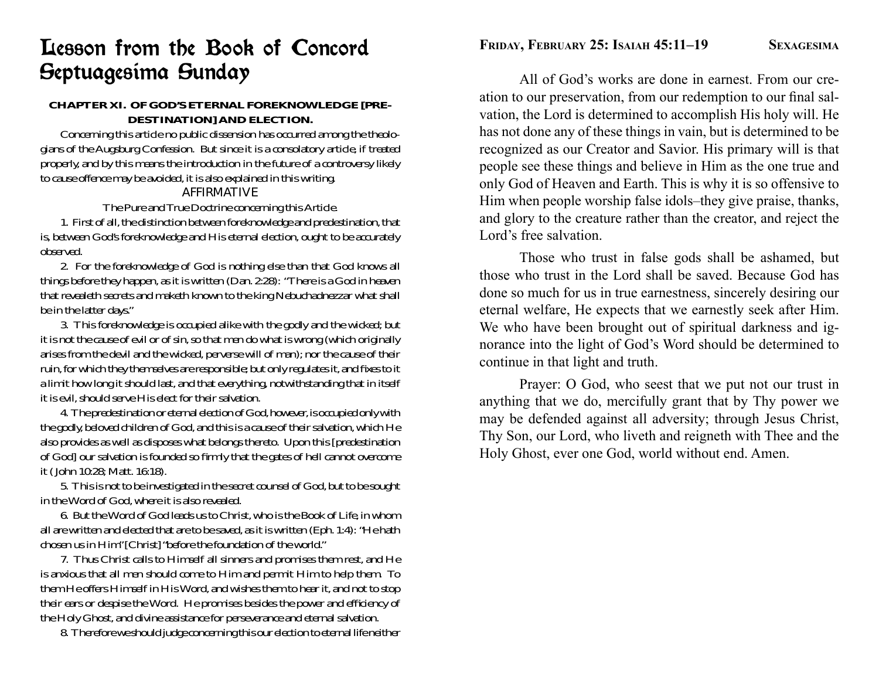# Lesson from the Book of Concord Septuagesima Sunday

**CHAPTER XI. OF GOD'S ETERNAL FOREKNOWLEDGE [PREDESTINATION] AND ELECTION.**

Concerning this article no public dissension has occurred among the theologians of the Augsburg Confession. But since it is a consolatory article, if treated properly, and by this means the introduction in the future of a controversy likely to cause offence may be avoided, it is also explained in this writing.

AFFIRMATIVE

The Pure and True Doctrine concerning this Article.

1. First of all, the distinction between foreknowledge and predestination, that is, between God's foreknowledge and His eternal election, ought to be accurately observed.

2. For the foreknowledge of God is nothing else than that God knows all things before they happen, as it is written (Dan. 2:28): "There is a God in heaven that revealeth secrets and maketh known to the king Nebuchadnezzar what shall be in the latter days."

3. This foreknowledge is occupied alike with the godly and the wicked; but it is not the cause of evil or of sin, so that men do what is wrong (which originally arises from the devil and the wicked, perverse will of man); nor the cause of their ruin, for which they themselves are responsible; but only regulates it, and fixes to it a limit how long it should last, and that everything, notwithstanding that in itself it is evil, should serve His elect for their salvation.

4. The predestination or eternal election of God, however, is occupied only with the godly, beloved children of God, and this is a cause of their salvation, which He also provides as well as disposes what belongs thereto. Upon this [predestination of God] our salvation is founded so firmly that the gates of hell cannot overcome it (John 10:28; Matt. 16:18).

5. This is not to be investigated in the secret counsel of God, but to be sought in the Word of God, where it is also revealed.

6. But the Word of God leads us to Christ, who is the Book of Life, in whom all are written and elected that are to be saved, as it is written (Eph. 1:4): "He hath chosen us in Him" [Christ] "before the foundation of the world."

7. Thus Christ calls to Himself all sinners and promises them rest, and He is anxious that all men should come to Him and permit Him to help them. To them He offers Himself in His Word, and wishes them to hear it, and not to stop their ears or despise the Word. He promises besides the power and efficiency of the Holy Ghost, and divine assistance for perseverance and eternal salvation.

8. Therefore we should judge concerning this our election to eternal life neither

## Friday, February 25: Isaiah 45:11–19

All of God's works are done in earnest. From our creation to our preservation, from our redemption to our final salvation, the Lord is determined to accomplish His holy will. He has not done any of these things in vain, but is determined to be recognized as our Creator and Savior. His primary will is that people see these things and believe in Him as the one true and only God of Heaven and Earth. This is why it is so offensive to Him when people worship false idols–they give praise, thanks, and glory to the creature rather than the creator, and reject the Lord's free salvation.

Those who trust in false gods shall be ashamed, but those who trust in the Lord shall be saved. Because God has done so much for us in true earnestness, sincerely desiring our eternal welfare, He expects that we earnestly seek after Him. We who have been brought out of spiritual darkness and ignorance into the light of God's Word should be determined to continue in that light and truth.

Prayer: O God, who seest that we put not our trust in anything that we do, mercifully grant that by Thy power we may be defended against all adversity; through Jesus Christ, Thy Son, our Lord, who liveth and reigneth with Thee and the Holy Ghost, ever one God, world without end. Amen.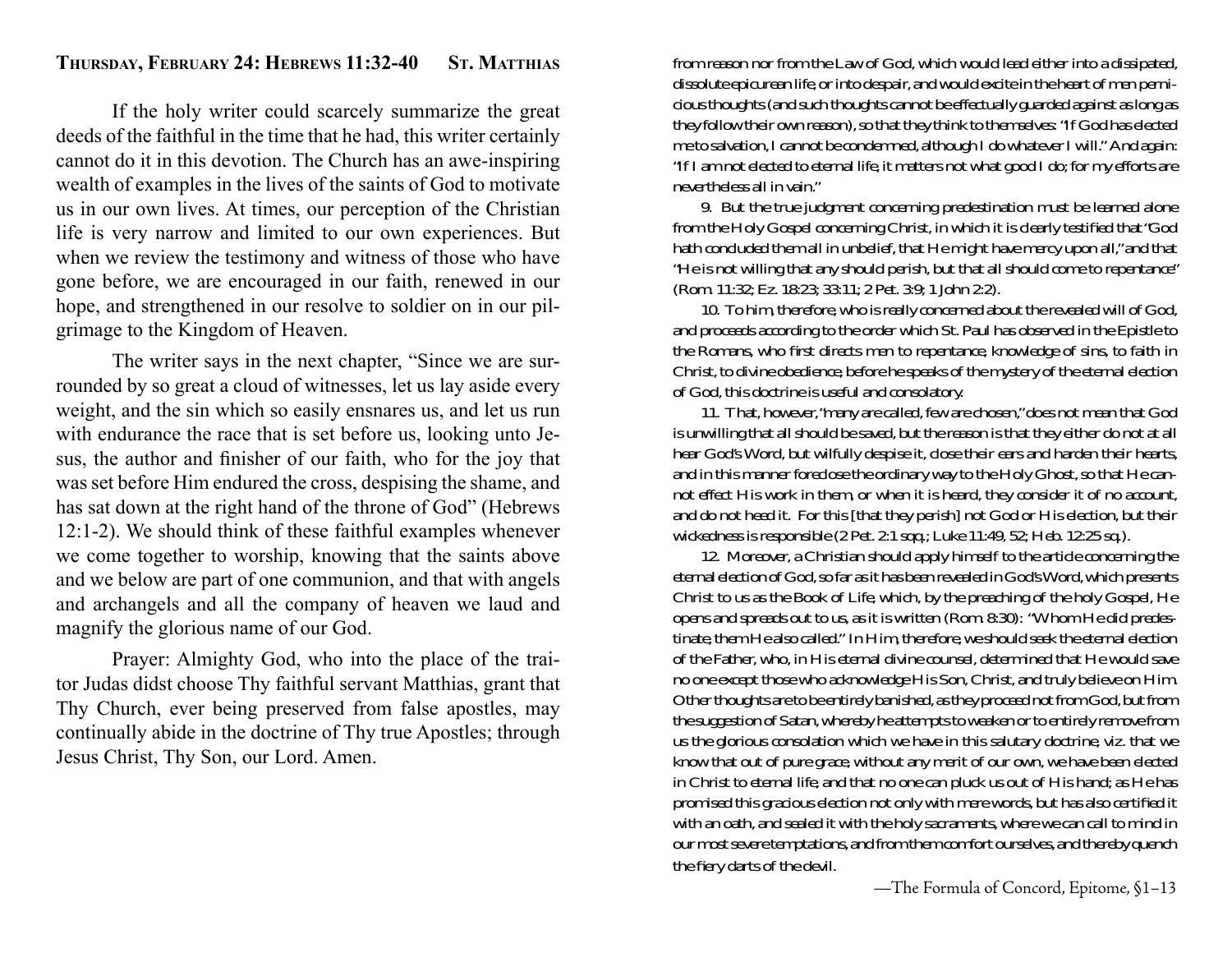## Thursday, February 24: Hebrews 11:32-40 St. Matthias

If the holy writer could scarcely summarize the great deeds of the faithful in the time that he had, this writer certainly cannot do it in this devotion. The Church has an awe-inspiring wealth of examples in the lives of the saints of God to motivate us in our own lives. At times, our perception of the Christian life is very narrow and limited to our own experiences. But when we review the testimony and witness of those who have gone before, we are encouraged in our faith, renewed in our hope, and strengthened in our resolve to soldier on in our pilgrimage to the Kingdom of Heaven.

The writer says in the next chapter, "Since we are surrounded by so great a cloud of witnesses, let us lay aside every weight, and the sin which so easily ensnares us, and let us run with endurance the race that is set before us, looking unto Jesus, the author and finisher of our faith, who for the joy that was set before Him endured the cross, despising the shame, and has sat down at the right hand of the throne of God" (Hebrews 12:1-2). We should think of these faithful examples whenever we come together to worship, knowing that the saints above and we below are part of one communion, and that with angels and archangels and all the company of heaven we laud and magnify the glorious name of our God.

Prayer: Almighty God, who into the place of the traitor Judas didst choose Thy faithful servant Matthias, grant that Thy Church, ever being preserved from false apostles, may continually abide in the doctrine of Thy true Apostles; through Jesus Christ, Thy Son, our Lord. Amen.

from reason nor from the Law of God, which would lead either into a dissipated, dissolute epicurean life, or into despair, and would excite in the heart of men pernicious thoughts (and such thoughts cannot be effectually guarded against as long as they follow their own reason), so that they think to themselves: "If God has elected me to salvation, I cannot be condemned, although I do whatever I will." And again: "If I am not elected to eternal life, it matters not what good I do; for my efforts are nevertheless all in vain."

9. But the true judgment concerning predestination must be learned alone from the Holy Gospel concerning Christ, in which it is clearly testified that "God hath concluded them all in unbelief, that He might have mercy upon all," and that "He is not willing that any should perish, but that all should come to repentance" (Rom. 11:32; Ez. 18:23; 33:11; 2 Pet. 3:9; 1 John 2:2).

10. To him, therefore, who is really concerned about the revealed will of God, and proceeds according to the order which St. Paul has observed in the Epistle to the Romans, who first directs men to repentance, knowledge of sins, to faith in Christ, to divine obedience, before he speaks of the mystery of the eternal election of God, this doctrine is useful and consolatory.

11. That, however, "many are called, few are chosen," does not mean that God is unwilling that all should be saved, but the reason is that they either do not at all hear God's Word, but wilfully despise it, close their ears and harden their hearts, and in this manner foreclose the ordinary way to the Holy Ghost, so that He cannot effect His work in them, or when it is heard, they consider it of no account, and do not heed it. For this [that they perish] not God or His election, but their wickedness is responsible (2 Pet. 2:1 sqq.; Luke 11:49, 52; Heb. 12:25 sq.).

12. Moreover, a Christian should apply himself to the article concerning the eternal election of God, so far as it has been revealed in God's Word, which presents Christ to us as the Book of Life, which, by the preaching of the holy Gospel, He opens and spreads out to us, as it is written (Rom. 8:30): "Whom He did predestinate, them He also called." In Him, therefore, we should seek the eternal election of the Father, who, in His eternal divine counsel, determined that He would save no one except those who acknowledge His Son, Christ, and truly believe on Him. Other thoughts are to be entirely banished, as they proceed not from God, but from the suggestion of Satan, whereby he attempts to weaken or to entirely remove from us the glorious consolation which we have in this salutary doctrine, viz. that we know that out of pure grace, without any merit of our own, we have been elected in Christ to eternal life, and that no one can pluck us out of His hand; as He has promised this gracious election not only with mere words, but has also certified it with an oath, and sealed it with the holy sacraments, where we can call to mind in our most severe temptations, and from them comfort ourselves, and thereby quench the fiery darts of the devil.

—The Formula of Concord, Epitome, §1–13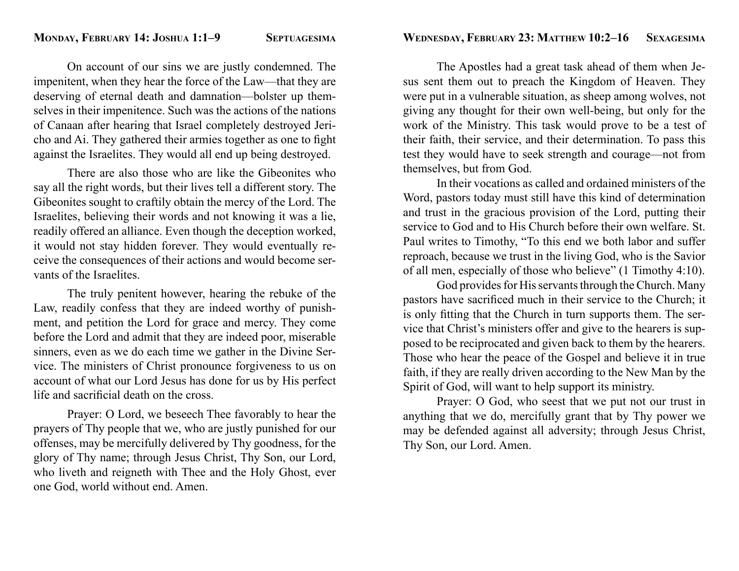## Monday, February 14: Joshua 1:1–9 — Septuagesima

On account of our sins we are justly condemned. The impenitent, when they hear the force of the Law—that they are deserving of eternal death and damnation—bolster up themselves in their impenitence. Such was the actions of the nations of Canaan after hearing that Israel completely destroyed Jericho and Ai. They gathered their armies together as one to fight against the Israelites. They would all end up being destroyed.

There are also those who are like the Gibeonites who say all the right words, but their lives tell a different story. The Gibeonites sought to craftily obtain the mercy of the Lord. The Israelites, believing their words and not knowing it was a lie, readily offered an alliance. Even though the deception worked, it would not stay hidden forever. They would eventually receive the consequences of their actions and would become servants of the Israelites.

The truly penitent however, hearing the rebuke of the Law, readily confess that they are indeed worthy of punishment, and petition the Lord for grace and mercy. They come before the Lord and admit that they are indeed poor, miserable sinners, even as we do each time we gather in the Divine Service. The ministers of Christ pronounce forgiveness to us on account of what our Lord Jesus has done for us by His perfect life and sacrificial death on the cross.

Prayer: O Lord, we beseech Thee favorably to hear the prayers of Thy people that we, who are justly punished for our offenses, may be mercifully delivered by Thy goodness, for the glory of Thy name; through Jesus Christ, Thy Son, our Lord, who liveth and reigneth with Thee and the Holy Ghost, ever one God, world without end. Amen.

## Wednesday, February 23: Matthew 10:2–16 — Sexagesima

The Apostles had a great task ahead of them when Jesus sent them out to preach the Kingdom of Heaven. They were put in a vulnerable situation, as sheep among wolves, not giving any thought for their own well-being, but only for the work of the Ministry. This task would prove to be a test of their faith, their service, and their determination. To pass this test they would have to seek strength and courage—not from themselves, but from God.

In their vocations as called and ordained ministers of the Word, pastors today must still have this kind of determination and trust in the gracious provision of the Lord, putting their service to God and to His Church before their own welfare. St. Paul writes to Timothy, "To this end we both labor and suffer reproach, because we trust in the living God, who is the Savior of all men, especially of those who believe" (1 Timothy 4:10).

God provides for His servants through the Church. Many pastors have sacrificed much in their service to the Church; it is only fitting that the Church in turn supports them. The service that Christ's ministers offer and give to the hearers is supposed to be reciprocated and given back to them by the hearers. Those who hear the peace of the Gospel and believe it in true faith, if they are really driven according to the New Man by the Spirit of God, will want to help support its ministry.

Prayer: O God, who seest that we put not our trust in anything that we do, mercifully grant that by Thy power we may be defended against all adversity; through Jesus Christ, Thy Son, our Lord. Amen.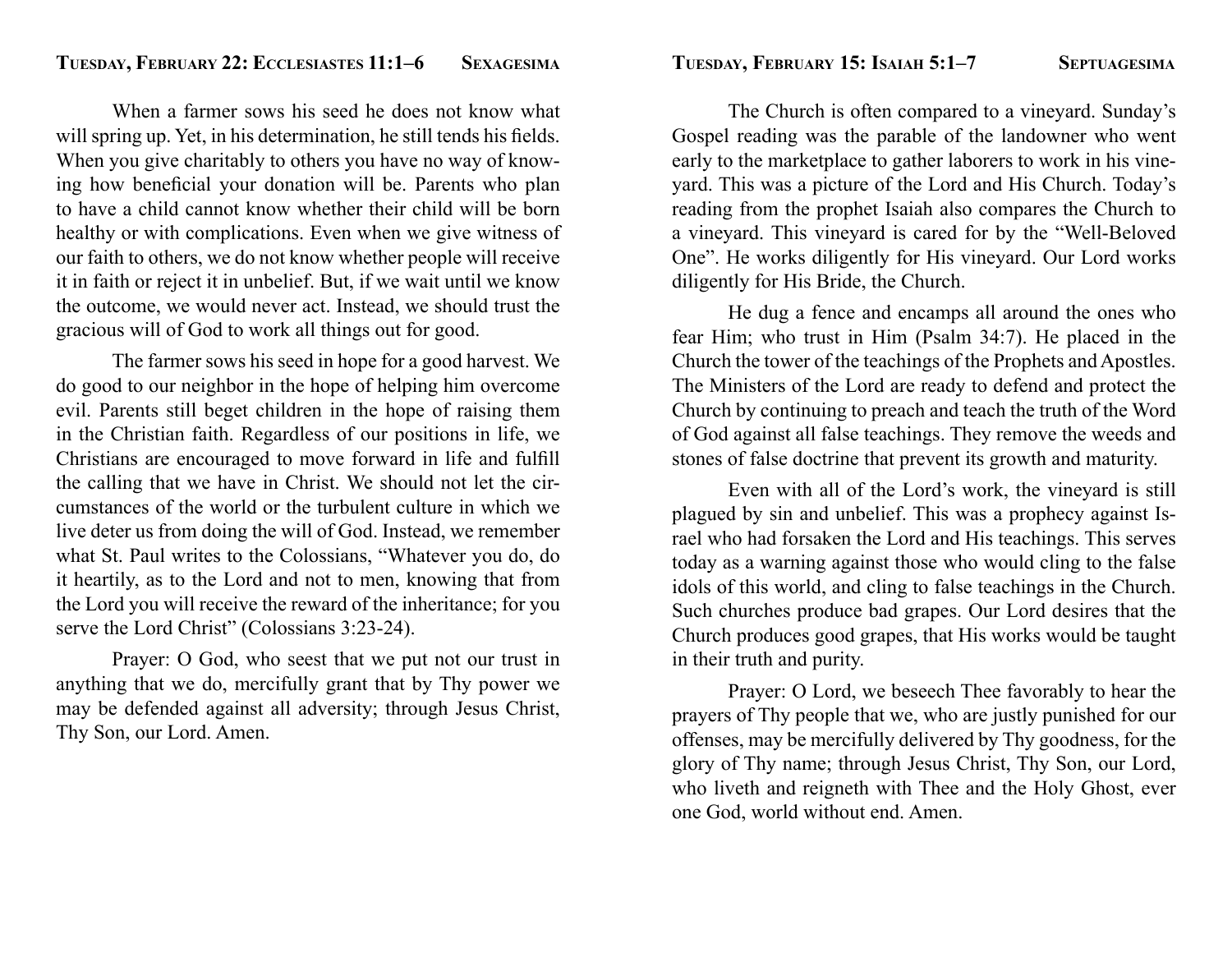## Tuesday, February 22: Ecclesiastes 11:1–6 — Sexagesima

When a farmer sows his seed he does not know what will spring up. Yet, in his determination, he still tends his fields. When you give charitably to others you have no way of knowing how beneficial your donation will be. Parents who plan to have a child cannot know whether their child will be born healthy or with complications. Even when we give witness of our faith to others, we do not know whether people will receive it in faith or reject it in unbelief. But, if we wait until we know the outcome, we would never act. Instead, we should trust the gracious will of God to work all things out for good.

The farmer sows his seed in hope for a good harvest. We do good to our neighbor in the hope of helping him overcome evil. Parents still beget children in the hope of raising them in the Christian faith. Regardless of our positions in life, we Christians are encouraged to move forward in life and fulfill the calling that we have in Christ. We should not let the circumstances of the world or the turbulent culture in which we live deter us from doing the will of God. Instead, we remember what St. Paul writes to the Colossians, "Whatever you do, do it heartily, as to the Lord and not to men, knowing that from the Lord you will receive the reward of the inheritance; for you serve the Lord Christ" (Colossians 3:23-24).

Prayer: O God, who seest that we put not our trust in anything that we do, mercifully grant that by Thy power we may be defended against all adversity; through Jesus Christ, Thy Son, our Lord. Amen.

## Tuesday, February 15: Isaiah 5:1–7 — Septuagesima

The Church is often compared to a vineyard. Sunday's Gospel reading was the parable of the landowner who went early to the marketplace to gather laborers to work in his vineyard. This was a picture of the Lord and His Church. Today's reading from the prophet Isaiah also compares the Church to a vineyard. This vineyard is cared for by the "Well-Beloved One". He works diligently for His vineyard. Our Lord works diligently for His Bride, the Church.

He dug a fence and encamps all around the ones who fear Him; who trust in Him (Psalm 34:7). He placed in the Church the tower of the teachings of the Prophets and Apostles. The Ministers of the Lord are ready to defend and protect the Church by continuing to preach and teach the truth of the Word of God against all false teachings. They remove the weeds and stones of false doctrine that prevent its growth and maturity.

Even with all of the Lord's work, the vineyard is still plagued by sin and unbelief. This was a prophecy against Israel who had forsaken the Lord and His teachings. This serves today as a warning against those who would cling to the false idols of this world, and cling to false teachings in the Church. Such churches produce bad grapes. Our Lord desires that the Church produces good grapes, that His works would be taught in their truth and purity.

Prayer: O Lord, we beseech Thee favorably to hear the prayers of Thy people that we, who are justly punished for our offenses, may be mercifully delivered by Thy goodness, for the glory of Thy name; through Jesus Christ, Thy Son, our Lord, who liveth and reigneth with Thee and the Holy Ghost, ever one God, world without end. Amen.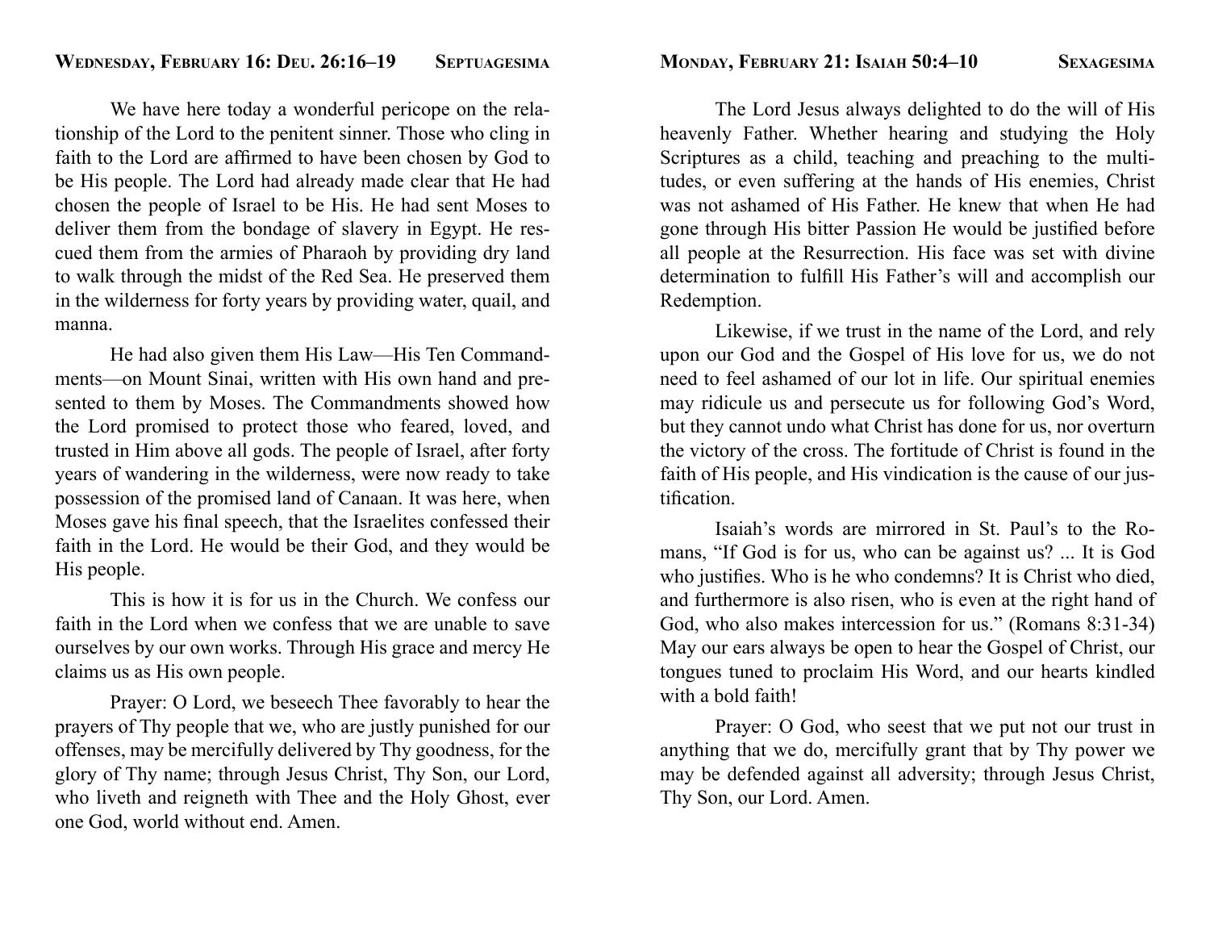## Wednesday, February 16: Deu. 26:16–19 — Septuagesima

We have here today a wonderful pericope on the relationship of the Lord to the penitent sinner. Those who cling in faith to the Lord are affirmed to have been chosen by God to be His people. The Lord had already made clear that He had chosen the people of Israel to be His. He had sent Moses to deliver them from the bondage of slavery in Egypt. He rescued them from the armies of Pharaoh by providing dry land to walk through the midst of the Red Sea. He preserved them in the wilderness for forty years by providing water, quail, and manna.

He had also given them His Law—His Ten Commandments—on Mount Sinai, written with His own hand and presented to them by Moses. The Commandments showed how the Lord promised to protect those who feared, loved, and trusted in Him above all gods. The people of Israel, after forty years of wandering in the wilderness, were now ready to take possession of the promised land of Canaan. It was here, when Moses gave his final speech, that the Israelites confessed their faith in the Lord. He would be their God, and they would be His people.

This is how it is for us in the Church. We confess our faith in the Lord when we confess that we are unable to save ourselves by our own works. Through His grace and mercy He claims us as His own people.

Prayer: O Lord, we beseech Thee favorably to hear the prayers of Thy people that we, who are justly punished for our offenses, may be mercifully delivered by Thy goodness, for the glory of Thy name; through Jesus Christ, Thy Son, our Lord, who liveth and reigneth with Thee and the Holy Ghost, ever one God, world without end. Amen.

## Monday, February 21: Isaiah 50:4–10 — Sexagesima

The Lord Jesus always delighted to do the will of His heavenly Father. Whether hearing and studying the Holy Scriptures as a child, teaching and preaching to the multitudes, or even suffering at the hands of His enemies, Christ was not ashamed of His Father. He knew that when He had gone through His bitter Passion He would be justified before all people at the Resurrection. His face was set with divine determination to fulfill His Father's will and accomplish our Redemption.

Likewise, if we trust in the name of the Lord, and rely upon our God and the Gospel of His love for us, we do not need to feel ashamed of our lot in life. Our spiritual enemies may ridicule us and persecute us for following God's Word, but they cannot undo what Christ has done for us, nor overturn the victory of the cross. The fortitude of Christ is found in the faith of His people, and His vindication is the cause of our justification.

Isaiah's words are mirrored in St. Paul's to the Romans, "If God is for us, who can be against us? ... It is God who justifies. Who is he who condemns? It is Christ who died, and furthermore is also risen, who is even at the right hand of God, who also makes intercession for us." (Romans 8:31-34) May our ears always be open to hear the Gospel of Christ, our tongues tuned to proclaim His Word, and our hearts kindled with a bold faith!

Prayer: O God, who seest that we put not our trust in anything that we do, mercifully grant that by Thy power we may be defended against all adversity; through Jesus Christ, Thy Son, our Lord. Amen.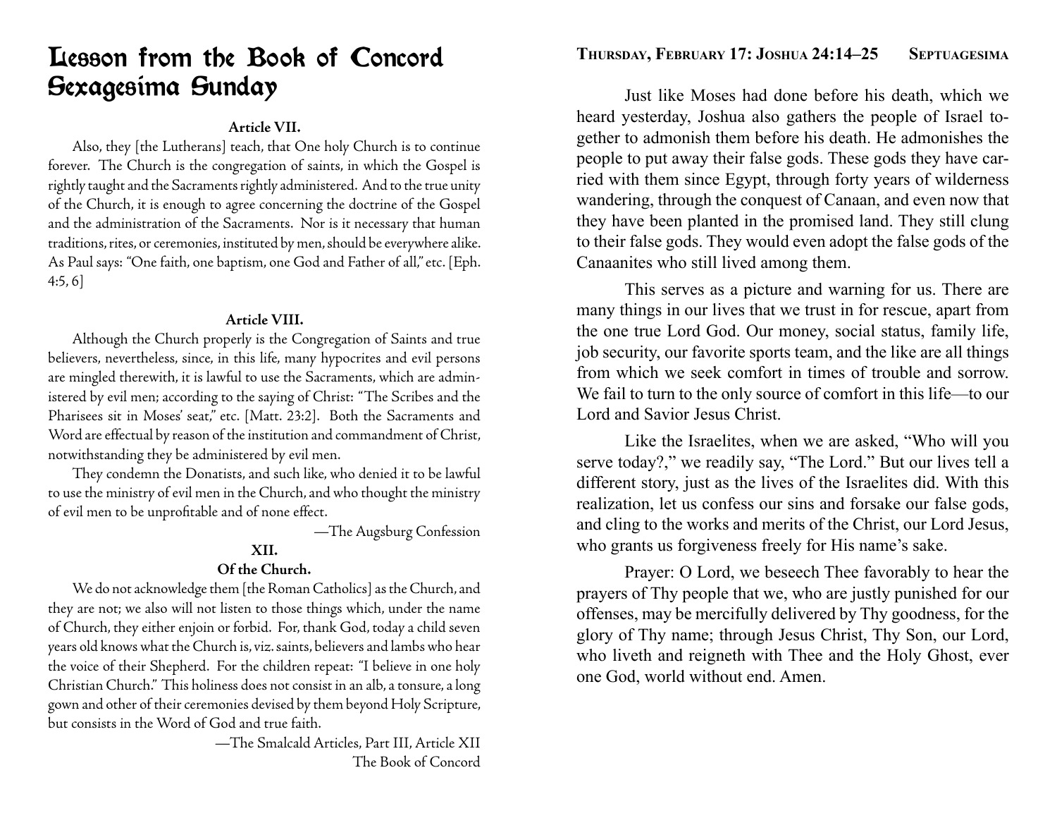# Lesson from the Book of Concord
# Sexagesima Sunday

**Article VII.**

Also, they [the Lutherans] teach, that One holy Church is to continue forever. The Church is the congregation of saints, in which the Gospel is rightly taught and the Sacraments rightly administered. And to the true unity of the Church, it is enough to agree concerning the doctrine of the Gospel and the administration of the Sacraments. Nor is it necessary that human traditions, rites, or ceremonies, instituted by men, should be everywhere alike. As Paul says: "One faith, one baptism, one God and Father of all," etc. [Eph. 4:5, 6]

**Article VIII.**

Although the Church properly is the Congregation of Saints and true believers, nevertheless, since, in this life, many hypocrites and evil persons are mingled therewith, it is lawful to use the Sacraments, which are administered by evil men; according to the saying of Christ: "The Scribes and the Pharisees sit in Moses' seat," etc. [Matt. 23:2]. Both the Sacraments and Word are effectual by reason of the institution and commandment of Christ, notwithstanding they be administered by evil men.

They condemn the Donatists, and such like, who denied it to be lawful to use the ministry of evil men in the Church, and who thought the ministry of evil men to be unprofitable and of none effect.

—The Augsburg Confession

**XII.**

**Of the Church.**

We do not acknowledge them [the Roman Catholics] as the Church, and they are not; we also will not listen to those things which, under the name of Church, they either enjoin or forbid. For, thank God, today a child seven years old knows what the Church is, viz. saints, believers and lambs who hear the voice of their Shepherd. For the children repeat: "I believe in one holy Christian Church." This holiness does not consist in an alb, a tonsure, a long gown and other of their ceremonies devised by them beyond Holy Scripture, but consists in the Word of God and true faith.

—The Smalcald Articles, Part III, Article XII
The Book of Concord

## Thursday, February 17: Joshua 24:14–25 — Septuagesima

Just like Moses had done before his death, which we heard yesterday, Joshua also gathers the people of Israel together to admonish them before his death. He admonishes the people to put away their false gods. These gods they have carried with them since Egypt, through forty years of wilderness wandering, through the conquest of Canaan, and even now that they have been planted in the promised land. They still clung to their false gods. They would even adopt the false gods of the Canaanites who still lived among them.

This serves as a picture and warning for us. There are many things in our lives that we trust in for rescue, apart from the one true Lord God. Our money, social status, family life, job security, our favorite sports team, and the like are all things from which we seek comfort in times of trouble and sorrow. We fail to turn to the only source of comfort in this life—to our Lord and Savior Jesus Christ.

Like the Israelites, when we are asked, "Who will you serve today?," we readily say, "The Lord." But our lives tell a different story, just as the lives of the Israelites did. With this realization, let us confess our sins and forsake our false gods, and cling to the works and merits of the Christ, our Lord Jesus, who grants us forgiveness freely for His name's sake.

Prayer: O Lord, we beseech Thee favorably to hear the prayers of Thy people that we, who are justly punished for our offenses, may be mercifully delivered by Thy goodness, for the glory of Thy name; through Jesus Christ, Thy Son, our Lord, who liveth and reigneth with Thee and the Holy Ghost, ever one God, world without end. Amen.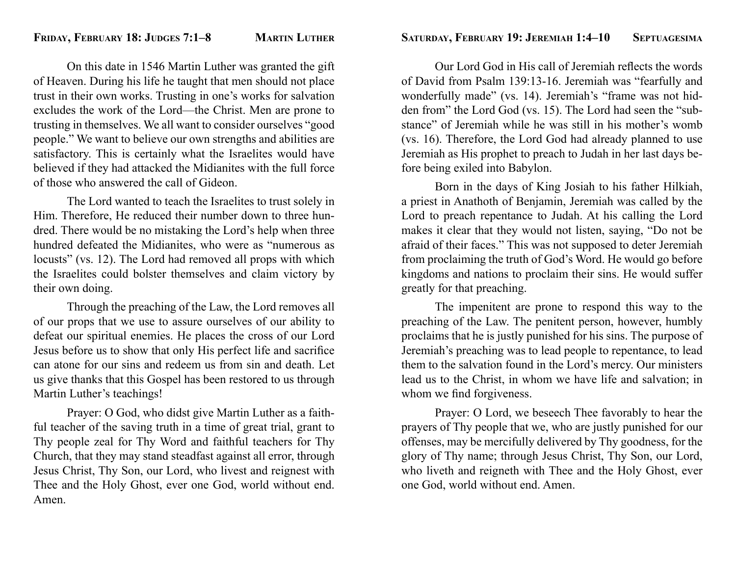## Friday, February 18: Judges 7:1–8 — Martin Luther

On this date in 1546 Martin Luther was granted the gift of Heaven. During his life he taught that men should not place trust in their own works. Trusting in one's works for salvation excludes the work of the Lord—the Christ. Men are prone to trusting in themselves. We all want to consider ourselves "good people." We want to believe our own strengths and abilities are satisfactory. This is certainly what the Israelites would have believed if they had attacked the Midianites with the full force of those who answered the call of Gideon.

The Lord wanted to teach the Israelites to trust solely in Him. Therefore, He reduced their number down to three hundred. There would be no mistaking the Lord's help when three hundred defeated the Midianites, who were as "numerous as locusts" (vs. 12). The Lord had removed all props with which the Israelites could bolster themselves and claim victory by their own doing.

Through the preaching of the Law, the Lord removes all of our props that we use to assure ourselves of our ability to defeat our spiritual enemies. He places the cross of our Lord Jesus before us to show that only His perfect life and sacrifice can atone for our sins and redeem us from sin and death. Let us give thanks that this Gospel has been restored to us through Martin Luther's teachings!

Prayer: O God, who didst give Martin Luther as a faithful teacher of the saving truth in a time of great trial, grant to Thy people zeal for Thy Word and faithful teachers for Thy Church, that they may stand steadfast against all error, through Jesus Christ, Thy Son, our Lord, who livest and reignest with Thee and the Holy Ghost, ever one God, world without end. Amen.

## Saturday, February 19: Jeremiah 1:4–10 — Septuagesima

Our Lord God in His call of Jeremiah reflects the words of David from Psalm 139:13-16. Jeremiah was "fearfully and wonderfully made" (vs. 14). Jeremiah's "frame was not hidden from" the Lord God (vs. 15). The Lord had seen the "substance" of Jeremiah while he was still in his mother's womb (vs. 16). Therefore, the Lord God had already planned to use Jeremiah as His prophet to preach to Judah in her last days before being exiled into Babylon.

Born in the days of King Josiah to his father Hilkiah, a priest in Anathoth of Benjamin, Jeremiah was called by the Lord to preach repentance to Judah. At his calling the Lord makes it clear that they would not listen, saying, "Do not be afraid of their faces." This was not supposed to deter Jeremiah from proclaiming the truth of God's Word. He would go before kingdoms and nations to proclaim their sins. He would suffer greatly for that preaching.

The impenitent are prone to respond this way to the preaching of the Law. The penitent person, however, humbly proclaims that he is justly punished for his sins. The purpose of Jeremiah's preaching was to lead people to repentance, to lead them to the salvation found in the Lord's mercy. Our ministers lead us to the Christ, in whom we have life and salvation; in whom we find forgiveness.

Prayer: O Lord, we beseech Thee favorably to hear the prayers of Thy people that we, who are justly punished for our offenses, may be mercifully delivered by Thy goodness, for the glory of Thy name; through Jesus Christ, Thy Son, our Lord, who liveth and reigneth with Thee and the Holy Ghost, ever one God, world without end. Amen.